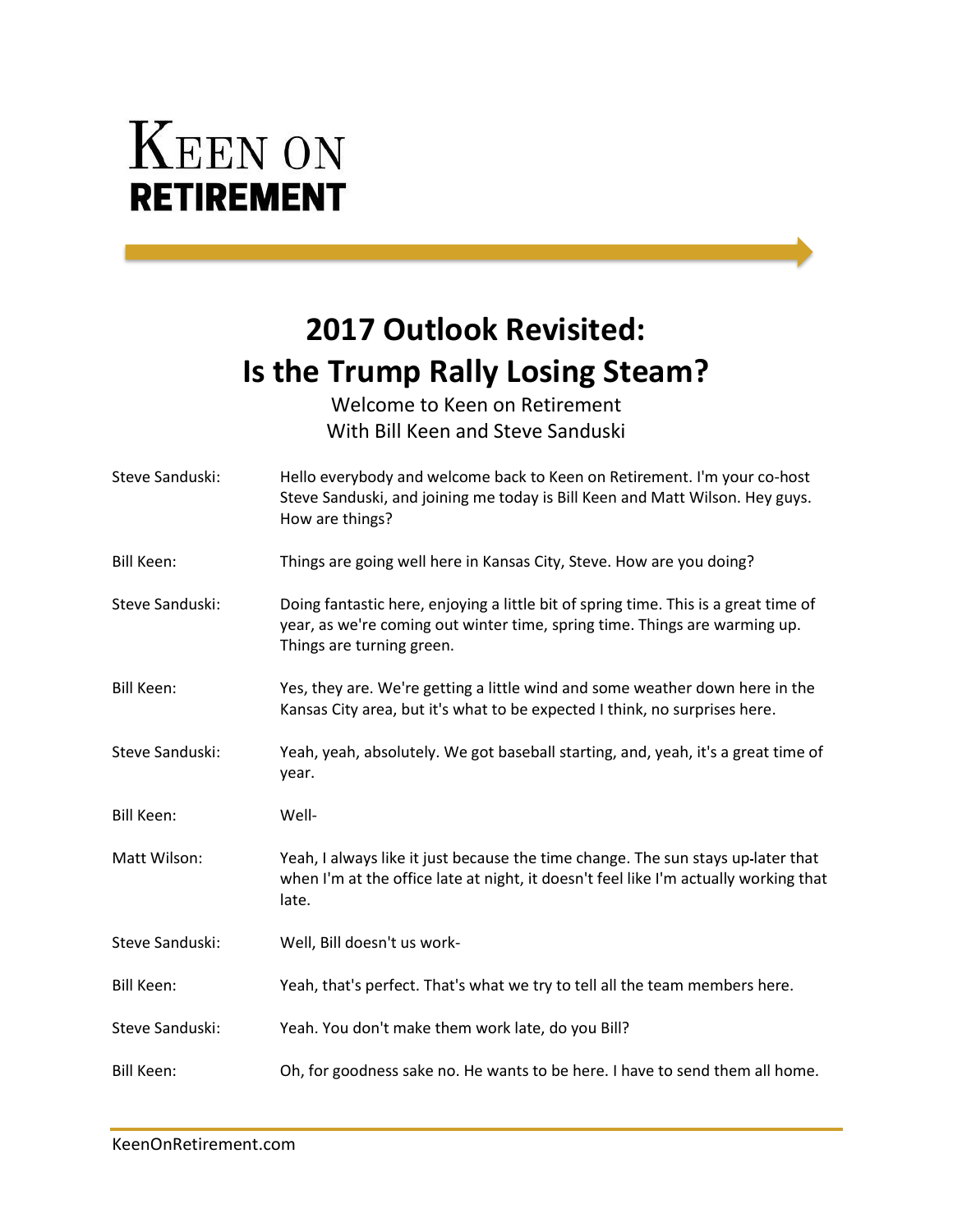# Keen on Retirement

## 2017 Outlook Revisited: Is the Trump Rally Losing Steam?

Welcome to Keen on Retirement
With Bill Keen and Steve Sanduski

**Steve Sanduski:** Hello everybody and welcome back to Keen on Retirement. I'm your co-host Steve Sanduski, and joining me today is Bill Keen and Matt Wilson. Hey guys. How are things?

**Bill Keen:** Things are going well here in Kansas City, Steve. How are you doing?

**Steve Sanduski:** Doing fantastic here, enjoying a little bit of spring time. This is a great time of year, as we're coming out winter time, spring time. Things are warming up. Things are turning green.

**Bill Keen:** Yes, they are. We're getting a little wind and some weather down here in the Kansas City area, but it's what to be expected I think, no surprises here.

**Steve Sanduski:** Yeah, yeah, absolutely. We got baseball starting, and, yeah, it's a great time of year.

**Bill Keen:** Well-

**Matt Wilson:** Yeah, I always like it just because the time change. The sun stays up-later that when I'm at the office late at night, it doesn't feel like I'm actually working that late.

**Steve Sanduski:** Well, Bill doesn't us work-

**Bill Keen:** Yeah, that's perfect. That's what we try to tell all the team members here.

**Steve Sanduski:** Yeah. You don't make them work late, do you Bill?

**Bill Keen:** Oh, for goodness sake no. He wants to be here. I have to send them all home.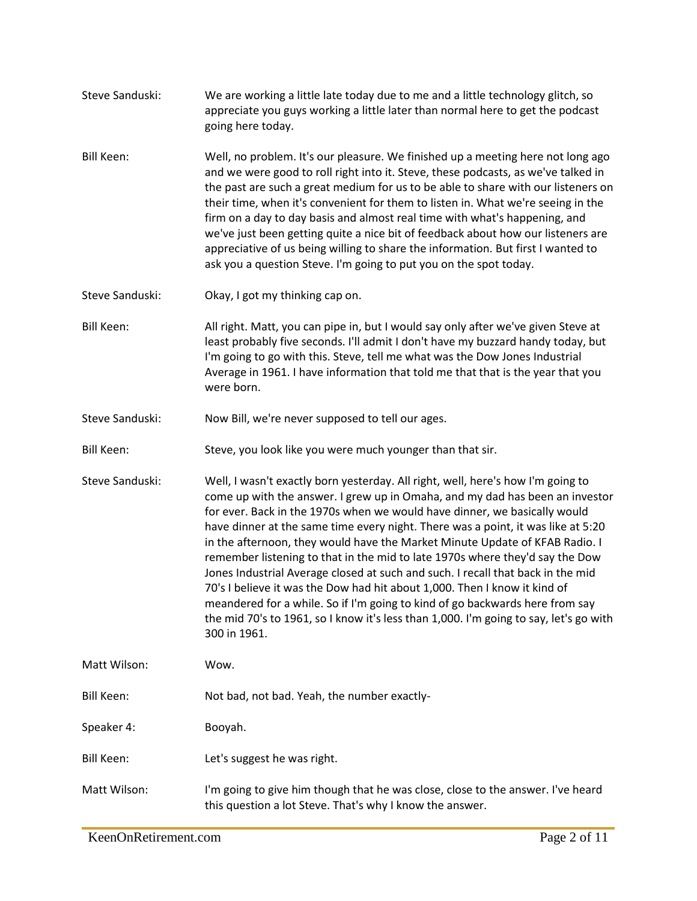Steve Sanduski: We are working a little late today due to me and a little technology glitch, so appreciate you guys working a little later than normal here to get the podcast going here today.

Bill Keen: Well, no problem. It's our pleasure. We finished up a meeting here not long ago and we were good to roll right into it. Steve, these podcasts, as we've talked in the past are such a great medium for us to be able to share with our listeners on their time, when it's convenient for them to listen in. What we're seeing in the firm on a day to day basis and almost real time with what's happening, and we've just been getting quite a nice bit of feedback about how our listeners are appreciative of us being willing to share the information. But first I wanted to ask you a question Steve. I'm going to put you on the spot today.

Steve Sanduski: Okay, I got my thinking cap on.

Bill Keen: All right. Matt, you can pipe in, but I would say only after we've given Steve at least probably five seconds. I'll admit I don't have my buzzard handy today, but I'm going to go with this. Steve, tell me what was the Dow Jones Industrial Average in 1961. I have information that told me that that is the year that you were born.

Steve Sanduski: Now Bill, we're never supposed to tell our ages.

Bill Keen: Steve, you look like you were much younger than that sir.

Steve Sanduski: Well, I wasn't exactly born yesterday. All right, well, here's how I'm going to come up with the answer. I grew up in Omaha, and my dad has been an investor for ever. Back in the 1970s when we would have dinner, we basically would have dinner at the same time every night. There was a point, it was like at 5:20 in the afternoon, they would have the Market Minute Update of KFAB Radio. I remember listening to that in the mid to late 1970s where they'd say the Dow Jones Industrial Average closed at such and such. I recall that back in the mid 70's I believe it was the Dow had hit about 1,000. Then I know it kind of meandered for a while. So if I'm going to kind of go backwards here from say the mid 70's to 1961, so I know it's less than 1,000. I'm going to say, let's go with 300 in 1961.

Matt Wilson: Wow.

Bill Keen: Not bad, not bad. Yeah, the number exactly-

Speaker 4: Booyah.

Bill Keen: Let's suggest he was right.

Matt Wilson: I'm going to give him though that he was close, close to the answer. I've heard this question a lot Steve. That's why I know the answer.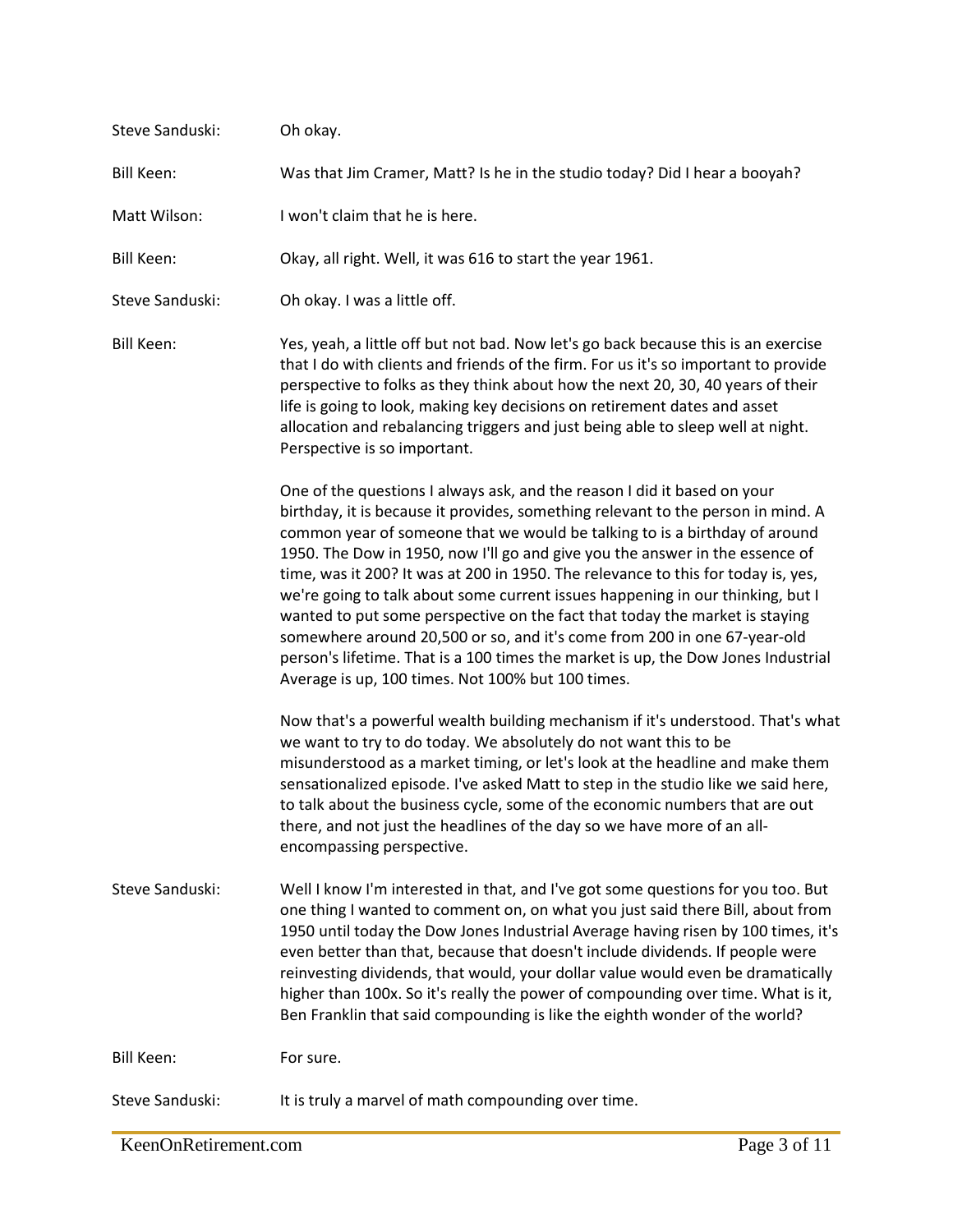Steve Sanduski: Oh okay.

Bill Keen: Was that Jim Cramer, Matt? Is he in the studio today? Did I hear a booyah?

Matt Wilson: I won't claim that he is here.

Bill Keen: Okay, all right. Well, it was 616 to start the year 1961.

Steve Sanduski: Oh okay. I was a little off.

Bill Keen: Yes, yeah, a little off but not bad. Now let's go back because this is an exercise that I do with clients and friends of the firm. For us it's so important to provide perspective to folks as they think about how the next 20, 30, 40 years of their life is going to look, making key decisions on retirement dates and asset allocation and rebalancing triggers and just being able to sleep well at night. Perspective is so important.

One of the questions I always ask, and the reason I did it based on your birthday, it is because it provides, something relevant to the person in mind. A common year of someone that we would be talking to is a birthday of around 1950. The Dow in 1950, now I'll go and give you the answer in the essence of time, was it 200? It was at 200 in 1950. The relevance to this for today is, yes, we're going to talk about some current issues happening in our thinking, but I wanted to put some perspective on the fact that today the market is staying somewhere around 20,500 or so, and it's come from 200 in one 67-year-old person's lifetime. That is a 100 times the market is up, the Dow Jones Industrial Average is up, 100 times. Not 100% but 100 times.

Now that's a powerful wealth building mechanism if it's understood. That's what we want to try to do today. We absolutely do not want this to be misunderstood as a market timing, or let's look at the headline and make them sensationalized episode. I've asked Matt to step in the studio like we said here, to talk about the business cycle, some of the economic numbers that are out there, and not just the headlines of the day so we have more of an all-encompassing perspective.

Steve Sanduski: Well I know I'm interested in that, and I've got some questions for you too. But one thing I wanted to comment on, on what you just said there Bill, about from 1950 until today the Dow Jones Industrial Average having risen by 100 times, it's even better than that, because that doesn't include dividends. If people were reinvesting dividends, that would, your dollar value would even be dramatically higher than 100x. So it's really the power of compounding over time. What is it, Ben Franklin that said compounding is like the eighth wonder of the world?

Bill Keen: For sure.

Steve Sanduski: It is truly a marvel of math compounding over time.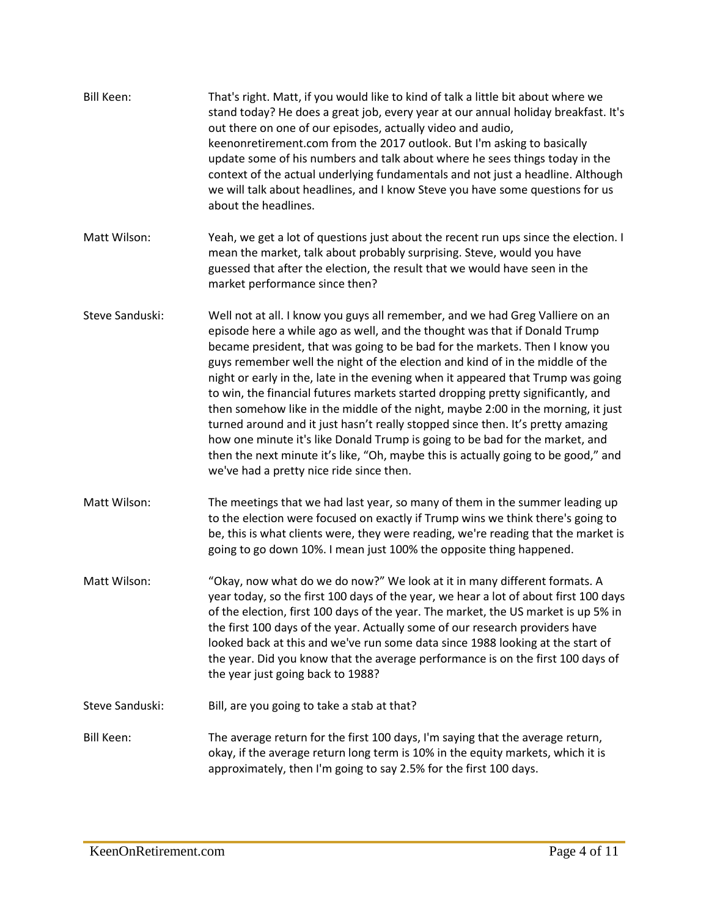Bill Keen: That's right. Matt, if you would like to kind of talk a little bit about where we stand today? He does a great job, every year at our annual holiday breakfast. It's out there on one of our episodes, actually video and audio, keenonretirement.com from the 2017 outlook. But I'm asking to basically update some of his numbers and talk about where he sees things today in the context of the actual underlying fundamentals and not just a headline. Although we will talk about headlines, and I know Steve you have some questions for us about the headlines.

Matt Wilson: Yeah, we get a lot of questions just about the recent run ups since the election. I mean the market, talk about probably surprising. Steve, would you have guessed that after the election, the result that we would have seen in the market performance since then?

Steve Sanduski: Well not at all. I know you guys all remember, and we had Greg Valliere on an episode here a while ago as well, and the thought was that if Donald Trump became president, that was going to be bad for the markets. Then I know you guys remember well the night of the election and kind of in the middle of the night or early in the, late in the evening when it appeared that Trump was going to win, the financial futures markets started dropping pretty significantly, and then somehow like in the middle of the night, maybe 2:00 in the morning, it just turned around and it just hasn't really stopped since then. It's pretty amazing how one minute it's like Donald Trump is going to be bad for the market, and then the next minute it's like, "Oh, maybe this is actually going to be good," and we've had a pretty nice ride since then.

Matt Wilson: The meetings that we had last year, so many of them in the summer leading up to the election were focused on exactly if Trump wins we think there's going to be, this is what clients were, they were reading, we're reading that the market is going to go down 10%. I mean just 100% the opposite thing happened.

Matt Wilson: "Okay, now what do we do now?" We look at it in many different formats. A year today, so the first 100 days of the year, we hear a lot of about first 100 days of the election, first 100 days of the year. The market, the US market is up 5% in the first 100 days of the year. Actually some of our research providers have looked back at this and we've run some data since 1988 looking at the start of the year. Did you know that the average performance is on the first 100 days of the year just going back to 1988?

Steve Sanduski: Bill, are you going to take a stab at that?

Bill Keen: The average return for the first 100 days, I'm saying that the average return, okay, if the average return long term is 10% in the equity markets, which it is approximately, then I'm going to say 2.5% for the first 100 days.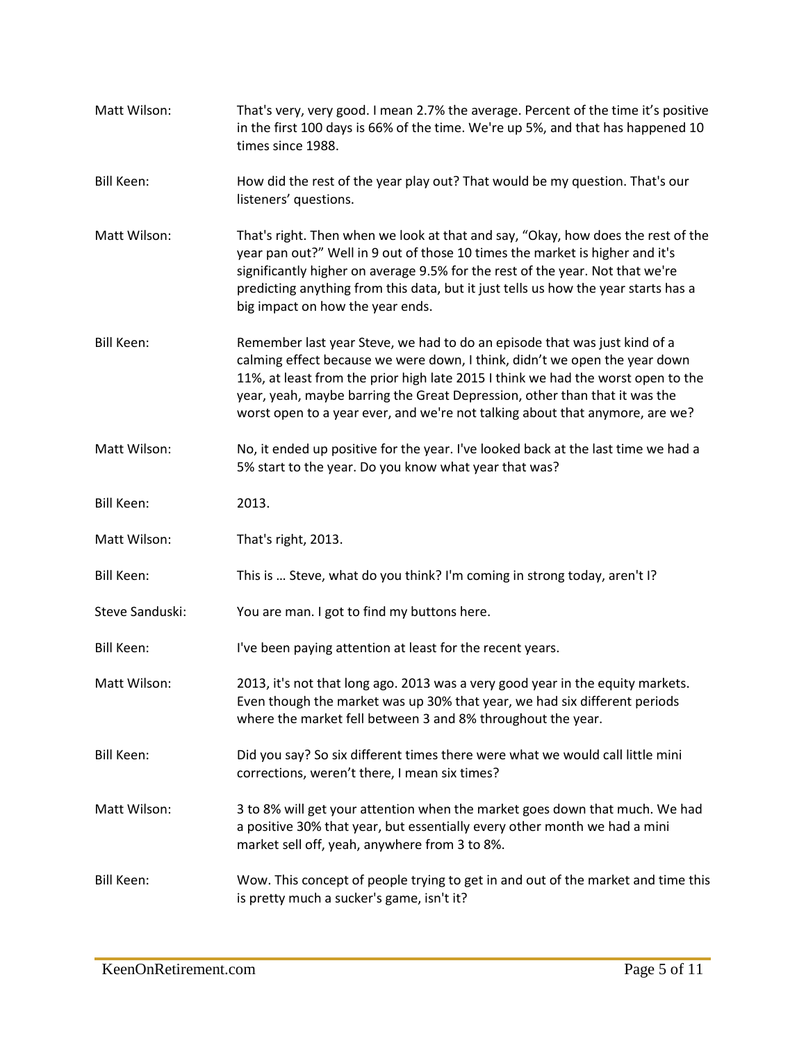Matt Wilson: That's very, very good. I mean 2.7% the average. Percent of the time it's positive in the first 100 days is 66% of the time. We're up 5%, and that has happened 10 times since 1988.

Bill Keen: How did the rest of the year play out? That would be my question. That's our listeners' questions.

Matt Wilson: That's right. Then when we look at that and say, "Okay, how does the rest of the year pan out?" Well in 9 out of those 10 times the market is higher and it's significantly higher on average 9.5% for the rest of the year. Not that we're predicting anything from this data, but it just tells us how the year starts has a big impact on how the year ends.

Bill Keen: Remember last year Steve, we had to do an episode that was just kind of a calming effect because we were down, I think, didn't we open the year down 11%, at least from the prior high late 2015 I think we had the worst open to the year, yeah, maybe barring the Great Depression, other than that it was the worst open to a year ever, and we're not talking about that anymore, are we?

Matt Wilson: No, it ended up positive for the year. I've looked back at the last time we had a 5% start to the year. Do you know what year that was?

Bill Keen: 2013.

Matt Wilson: That's right, 2013.

Bill Keen: This is … Steve, what do you think? I'm coming in strong today, aren't I?

Steve Sanduski: You are man. I got to find my buttons here.

Bill Keen: I've been paying attention at least for the recent years.

Matt Wilson: 2013, it's not that long ago. 2013 was a very good year in the equity markets. Even though the market was up 30% that year, we had six different periods where the market fell between 3 and 8% throughout the year.

Bill Keen: Did you say? So six different times there were what we would call little mini corrections, weren't there, I mean six times?

Matt Wilson: 3 to 8% will get your attention when the market goes down that much. We had a positive 30% that year, but essentially every other month we had a mini market sell off, yeah, anywhere from 3 to 8%.

Bill Keen: Wow. This concept of people trying to get in and out of the market and time this is pretty much a sucker's game, isn't it?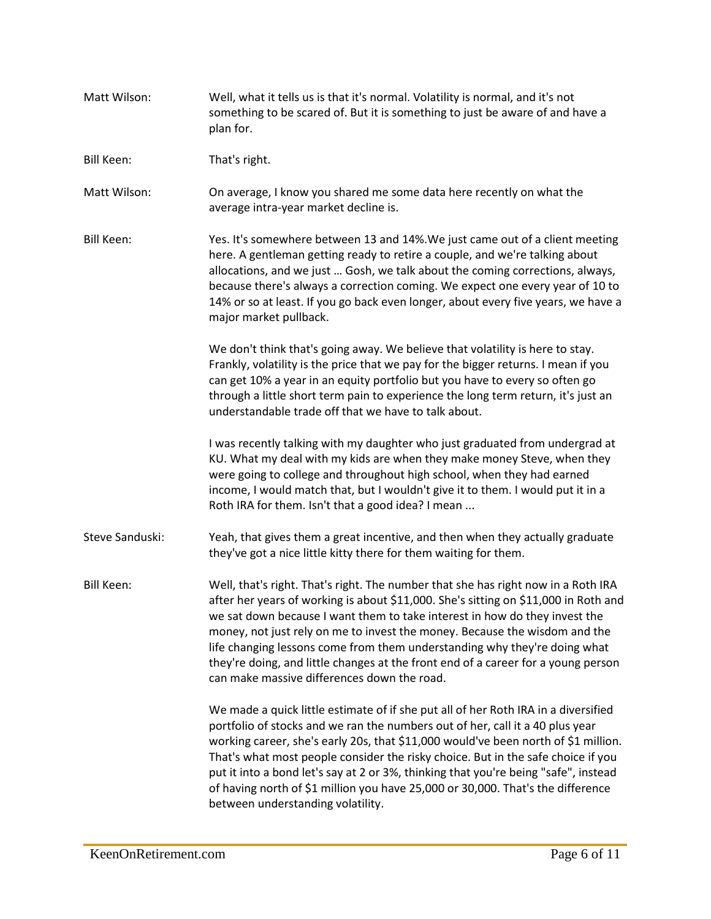**Matt Wilson:** Well, what it tells us is that it's normal. Volatility is normal, and it's not something to be scared of. But it is something to just be aware of and have a plan for.

**Bill Keen:** That's right.

**Matt Wilson:** On average, I know you shared me some data here recently on what the average intra-year market decline is.

**Bill Keen:** Yes. It's somewhere between 13 and 14%.We just came out of a client meeting here. A gentleman getting ready to retire a couple, and we're talking about allocations, and we just … Gosh, we talk about the coming corrections, always, because there's always a correction coming. We expect one every year of 10 to 14% or so at least. If you go back even longer, about every five years, we have a major market pullback.

We don't think that's going away. We believe that volatility is here to stay. Frankly, volatility is the price that we pay for the bigger returns. I mean if you can get 10% a year in an equity portfolio but you have to every so often go through a little short term pain to experience the long term return, it's just an understandable trade off that we have to talk about.

I was recently talking with my daughter who just graduated from undergrad at KU. What my deal with my kids are when they make money Steve, when they were going to college and throughout high school, when they had earned income, I would match that, but I wouldn't give it to them. I would put it in a Roth IRA for them. Isn't that a good idea? I mean ...

**Steve Sanduski:** Yeah, that gives them a great incentive, and then when they actually graduate they've got a nice little kitty there for them waiting for them.

**Bill Keen:** Well, that's right. That's right. The number that she has right now in a Roth IRA after her years of working is about $11,000. She's sitting on $11,000 in Roth and we sat down because I want them to take interest in how do they invest the money, not just rely on me to invest the money. Because the wisdom and the life changing lessons come from them understanding why they're doing what they're doing, and little changes at the front end of a career for a young person can make massive differences down the road.

We made a quick little estimate of if she put all of her Roth IRA in a diversified portfolio of stocks and we ran the numbers out of her, call it a 40 plus year working career, she's early 20s, that $11,000 would've been north of $1 million. That's what most people consider the risky choice. But in the safe choice if you put it into a bond let's say at 2 or 3%, thinking that you're being "safe", instead of having north of $1 million you have 25,000 or 30,000. That's the difference between understanding volatility.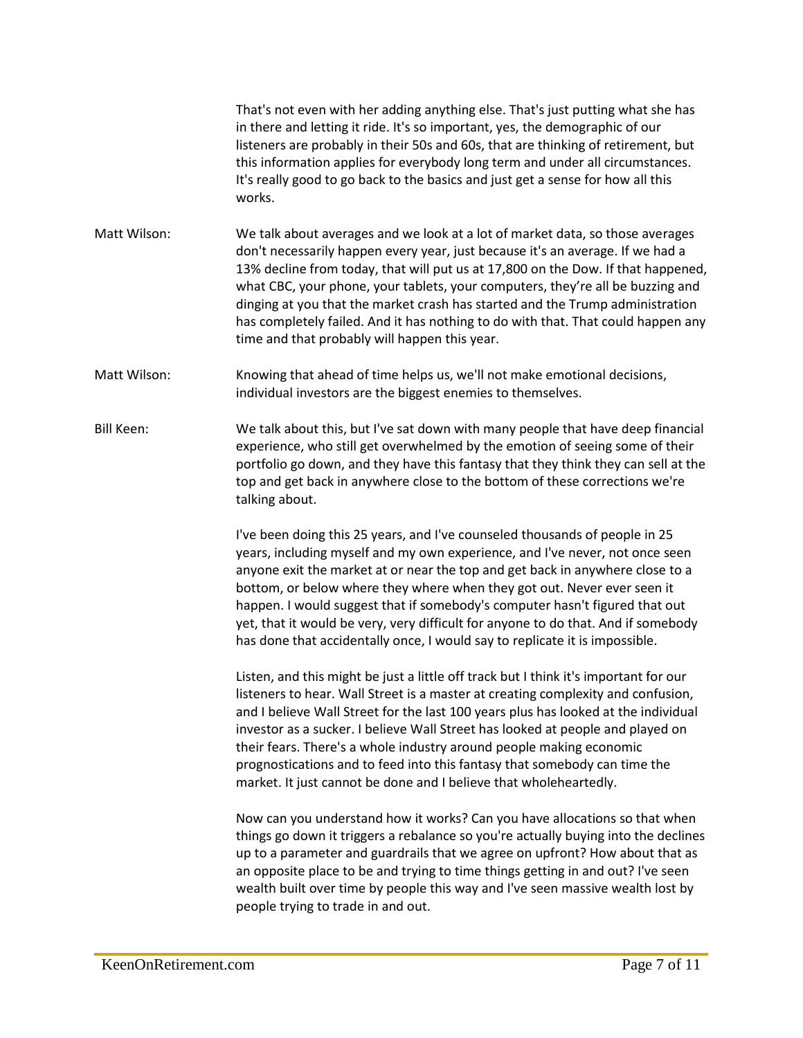That's not even with her adding anything else. That's just putting what she has in there and letting it ride. It's so important, yes, the demographic of our listeners are probably in their 50s and 60s, that are thinking of retirement, but this information applies for everybody long term and under all circumstances. It's really good to go back to the basics and just get a sense for how all this works.

Matt Wilson: We talk about averages and we look at a lot of market data, so those averages don't necessarily happen every year, just because it's an average. If we had a 13% decline from today, that will put us at 17,800 on the Dow. If that happened, what CBC, your phone, your tablets, your computers, they're all be buzzing and dinging at you that the market crash has started and the Trump administration has completely failed. And it has nothing to do with that. That could happen any time and that probably will happen this year.

Matt Wilson: Knowing that ahead of time helps us, we'll not make emotional decisions, individual investors are the biggest enemies to themselves.

Bill Keen: We talk about this, but I've sat down with many people that have deep financial experience, who still get overwhelmed by the emotion of seeing some of their portfolio go down, and they have this fantasy that they think they can sell at the top and get back in anywhere close to the bottom of these corrections we're talking about.

I've been doing this 25 years, and I've counseled thousands of people in 25 years, including myself and my own experience, and I've never, not once seen anyone exit the market at or near the top and get back in anywhere close to a bottom, or below where they where when they got out. Never ever seen it happen. I would suggest that if somebody's computer hasn't figured that out yet, that it would be very, very difficult for anyone to do that. And if somebody has done that accidentally once, I would say to replicate it is impossible.

Listen, and this might be just a little off track but I think it's important for our listeners to hear. Wall Street is a master at creating complexity and confusion, and I believe Wall Street for the last 100 years plus has looked at the individual investor as a sucker. I believe Wall Street has looked at people and played on their fears. There's a whole industry around people making economic prognostications and to feed into this fantasy that somebody can time the market. It just cannot be done and I believe that wholeheartedly.

Now can you understand how it works? Can you have allocations so that when things go down it triggers a rebalance so you're actually buying into the declines up to a parameter and guardrails that we agree on upfront? How about that as an opposite place to be and trying to time things getting in and out? I've seen wealth built over time by people this way and I've seen massive wealth lost by people trying to trade in and out.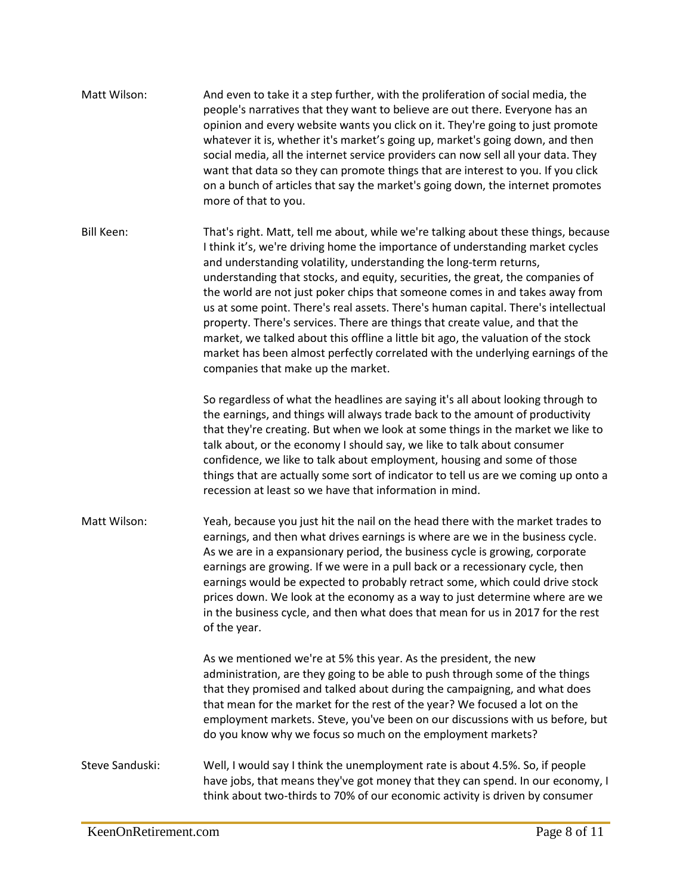Matt Wilson: And even to take it a step further, with the proliferation of social media, the people's narratives that they want to believe are out there. Everyone has an opinion and every website wants you click on it. They're going to just promote whatever it is, whether it's market's going up, market's going down, and then social media, all the internet service providers can now sell all your data. They want that data so they can promote things that are interest to you. If you click on a bunch of articles that say the market's going down, the internet promotes more of that to you.

Bill Keen: That's right. Matt, tell me about, while we're talking about these things, because I think it's, we're driving home the importance of understanding market cycles and understanding volatility, understanding the long-term returns, understanding that stocks, and equity, securities, the great, the companies of the world are not just poker chips that someone comes in and takes away from us at some point. There's real assets. There's human capital. There's intellectual property. There's services. There are things that create value, and that the market, we talked about this offline a little bit ago, the valuation of the stock market has been almost perfectly correlated with the underlying earnings of the companies that make up the market.

So regardless of what the headlines are saying it's all about looking through to the earnings, and things will always trade back to the amount of productivity that they're creating. But when we look at some things in the market we like to talk about, or the economy I should say, we like to talk about consumer confidence, we like to talk about employment, housing and some of those things that are actually some sort of indicator to tell us are we coming up onto a recession at least so we have that information in mind.

Matt Wilson: Yeah, because you just hit the nail on the head there with the market trades to earnings, and then what drives earnings is where are we in the business cycle. As we are in a expansionary period, the business cycle is growing, corporate earnings are growing. If we were in a pull back or a recessionary cycle, then earnings would be expected to probably retract some, which could drive stock prices down. We look at the economy as a way to just determine where are we in the business cycle, and then what does that mean for us in 2017 for the rest of the year.

As we mentioned we're at 5% this year. As the president, the new administration, are they going to be able to push through some of the things that they promised and talked about during the campaigning, and what does that mean for the market for the rest of the year? We focused a lot on the employment markets. Steve, you've been on our discussions with us before, but do you know why we focus so much on the employment markets?

Steve Sanduski: Well, I would say I think the unemployment rate is about 4.5%. So, if people have jobs, that means they've got money that they can spend. In our economy, I think about two-thirds to 70% of our economic activity is driven by consumer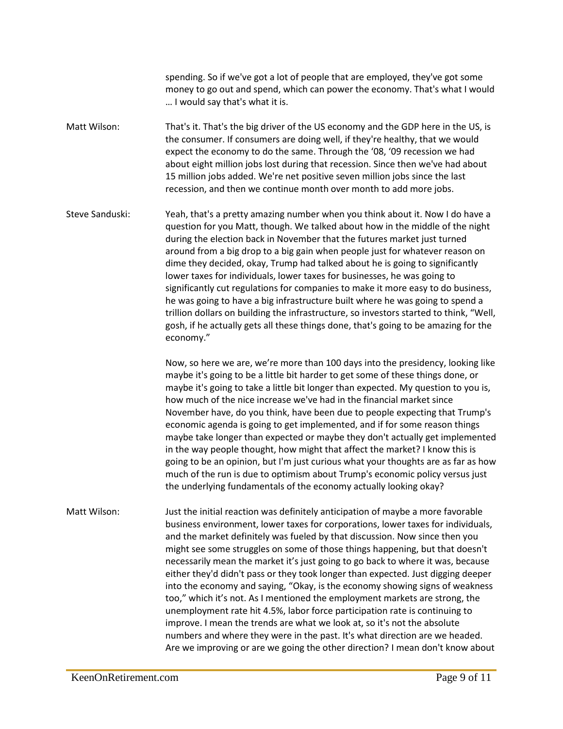spending. So if we've got a lot of people that are employed, they've got some money to go out and spend, which can power the economy. That's what I would … I would say that's what it is.

**Matt Wilson:** That's it. That's the big driver of the US economy and the GDP here in the US, is the consumer. If consumers are doing well, if they're healthy, that we would expect the economy to do the same. Through the '08, '09 recession we had about eight million jobs lost during that recession. Since then we've had about 15 million jobs added. We're net positive seven million jobs since the last recession, and then we continue month over month to add more jobs.

**Steve Sanduski:** Yeah, that's a pretty amazing number when you think about it. Now I do have a question for you Matt, though. We talked about how in the middle of the night during the election back in November that the futures market just turned around from a big drop to a big gain when people just for whatever reason on dime they decided, okay, Trump had talked about he is going to significantly lower taxes for individuals, lower taxes for businesses, he was going to significantly cut regulations for companies to make it more easy to do business, he was going to have a big infrastructure built where he was going to spend a trillion dollars on building the infrastructure, so investors started to think, "Well, gosh, if he actually gets all these things done, that's going to be amazing for the economy."

Now, so here we are, we're more than 100 days into the presidency, looking like maybe it's going to be a little bit harder to get some of these things done, or maybe it's going to take a little bit longer than expected. My question to you is, how much of the nice increase we've had in the financial market since November have, do you think, have been due to people expecting that Trump's economic agenda is going to get implemented, and if for some reason things maybe take longer than expected or maybe they don't actually get implemented in the way people thought, how might that affect the market? I know this is going to be an opinion, but I'm just curious what your thoughts are as far as how much of the run is due to optimism about Trump's economic policy versus just the underlying fundamentals of the economy actually looking okay?

**Matt Wilson:** Just the initial reaction was definitely anticipation of maybe a more favorable business environment, lower taxes for corporations, lower taxes for individuals, and the market definitely was fueled by that discussion. Now since then you might see some struggles on some of those things happening, but that doesn't necessarily mean the market it's just going to go back to where it was, because either they'd didn't pass or they took longer than expected. Just digging deeper into the economy and saying, "Okay, is the economy showing signs of weakness too," which it's not. As I mentioned the employment markets are strong, the unemployment rate hit 4.5%, labor force participation rate is continuing to improve. I mean the trends are what we look at, so it's not the absolute numbers and where they were in the past. It's what direction are we headed. Are we improving or are we going the other direction? I mean don't know about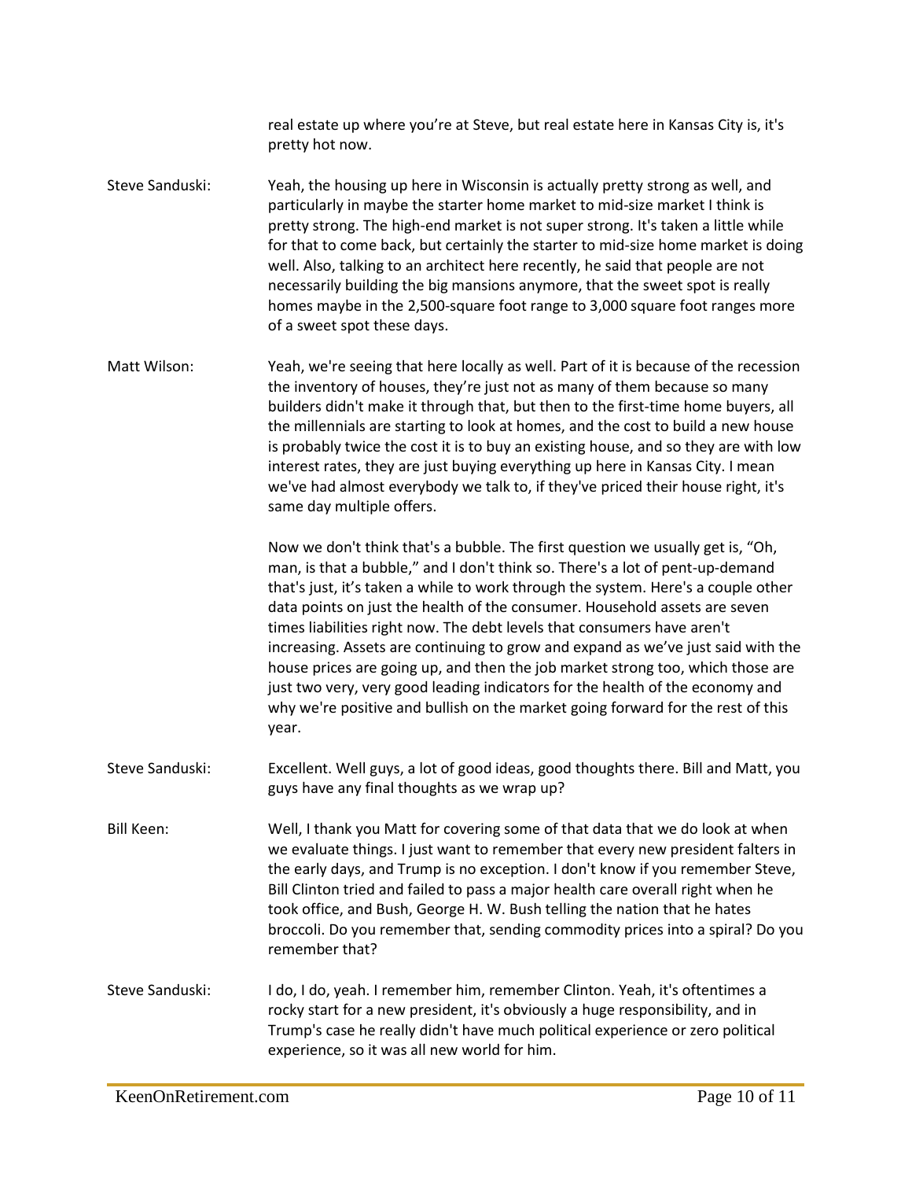real estate up where you're at Steve, but real estate here in Kansas City is, it's pretty hot now.

**Steve Sanduski:** Yeah, the housing up here in Wisconsin is actually pretty strong as well, and particularly in maybe the starter home market to mid-size market I think is pretty strong. The high-end market is not super strong. It's taken a little while for that to come back, but certainly the starter to mid-size home market is doing well. Also, talking to an architect here recently, he said that people are not necessarily building the big mansions anymore, that the sweet spot is really homes maybe in the 2,500-square foot range to 3,000 square foot ranges more of a sweet spot these days.

**Matt Wilson:** Yeah, we're seeing that here locally as well. Part of it is because of the recession the inventory of houses, they're just not as many of them because so many builders didn't make it through that, but then to the first-time home buyers, all the millennials are starting to look at homes, and the cost to build a new house is probably twice the cost it is to buy an existing house, and so they are with low interest rates, they are just buying everything up here in Kansas City. I mean we've had almost everybody we talk to, if they've priced their house right, it's same day multiple offers.

Now we don't think that's a bubble. The first question we usually get is, "Oh, man, is that a bubble," and I don't think so. There's a lot of pent-up-demand that's just, it's taken a while to work through the system. Here's a couple other data points on just the health of the consumer. Household assets are seven times liabilities right now. The debt levels that consumers have aren't increasing. Assets are continuing to grow and expand as we've just said with the house prices are going up, and then the job market strong too, which those are just two very, very good leading indicators for the health of the economy and why we're positive and bullish on the market going forward for the rest of this year.

**Steve Sanduski:** Excellent. Well guys, a lot of good ideas, good thoughts there. Bill and Matt, you guys have any final thoughts as we wrap up?

**Bill Keen:** Well, I thank you Matt for covering some of that data that we do look at when we evaluate things. I just want to remember that every new president falters in the early days, and Trump is no exception. I don't know if you remember Steve, Bill Clinton tried and failed to pass a major health care overall right when he took office, and Bush, George H. W. Bush telling the nation that he hates broccoli. Do you remember that, sending commodity prices into a spiral? Do you remember that?

**Steve Sanduski:** I do, I do, yeah. I remember him, remember Clinton. Yeah, it's oftentimes a rocky start for a new president, it's obviously a huge responsibility, and in Trump's case he really didn't have much political experience or zero political experience, so it was all new world for him.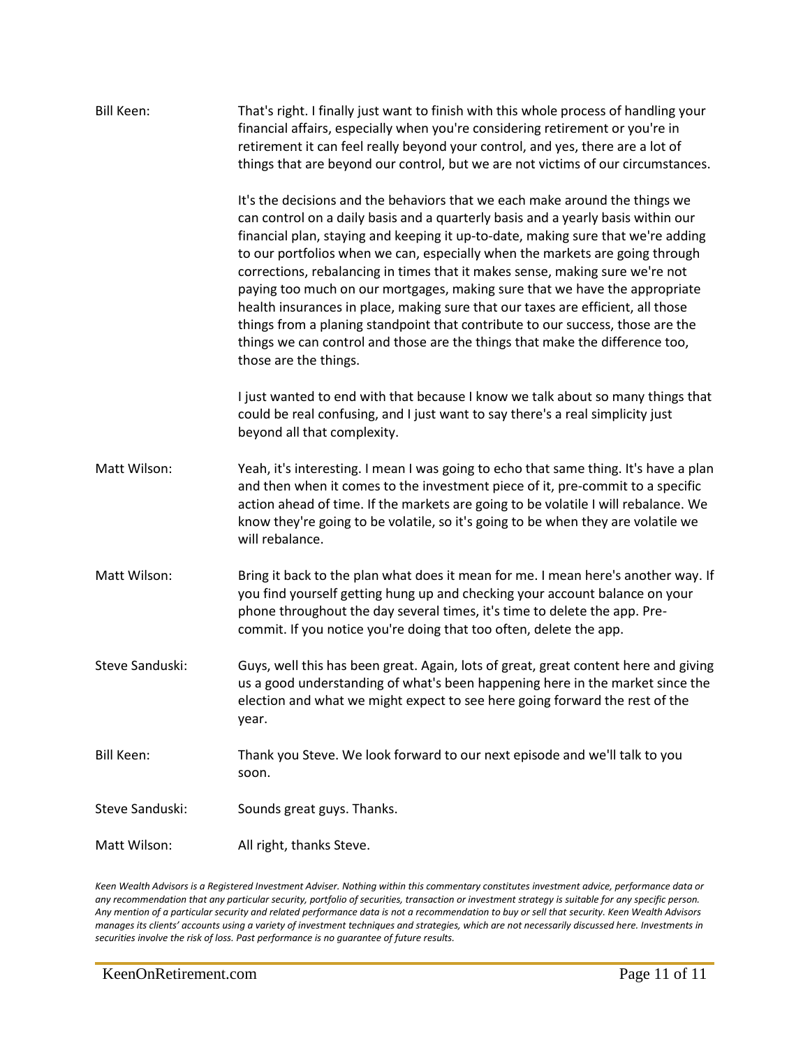**Bill Keen:** That's right. I finally just want to finish with this whole process of handling your financial affairs, especially when you're considering retirement or you're in retirement it can feel really beyond your control, and yes, there are a lot of things that are beyond our control, but we are not victims of our circumstances.

It's the decisions and the behaviors that we each make around the things we can control on a daily basis and a quarterly basis and a yearly basis within our financial plan, staying and keeping it up-to-date, making sure that we're adding to our portfolios when we can, especially when the markets are going through corrections, rebalancing in times that it makes sense, making sure we're not paying too much on our mortgages, making sure that we have the appropriate health insurances in place, making sure that our taxes are efficient, all those things from a planing standpoint that contribute to our success, those are the things we can control and those are the things that make the difference too, those are the things.

I just wanted to end with that because I know we talk about so many things that could be real confusing, and I just want to say there's a real simplicity just beyond all that complexity.

**Matt Wilson:** Yeah, it's interesting. I mean I was going to echo that same thing. It's have a plan and then when it comes to the investment piece of it, pre-commit to a specific action ahead of time. If the markets are going to be volatile I will rebalance. We know they're going to be volatile, so it's going to be when they are volatile we will rebalance.

**Matt Wilson:** Bring it back to the plan what does it mean for me. I mean here's another way. If you find yourself getting hung up and checking your account balance on your phone throughout the day several times, it's time to delete the app. Pre-commit. If you notice you're doing that too often, delete the app.

**Steve Sanduski:** Guys, well this has been great. Again, lots of great, great content here and giving us a good understanding of what's been happening here in the market since the election and what we might expect to see here going forward the rest of the year.

**Bill Keen:** Thank you Steve. We look forward to our next episode and we'll talk to you soon.

**Steve Sanduski:** Sounds great guys. Thanks.

**Matt Wilson:** All right, thanks Steve.

*Keen Wealth Advisors is a Registered Investment Adviser. Nothing within this commentary constitutes investment advice, performance data or any recommendation that any particular security, portfolio of securities, transaction or investment strategy is suitable for any specific person. Any mention of a particular security and related performance data is not a recommendation to buy or sell that security. Keen Wealth Advisors manages its clients' accounts using a variety of investment techniques and strategies, which are not necessarily discussed here. Investments in securities involve the risk of loss. Past performance is no guarantee of future results.*